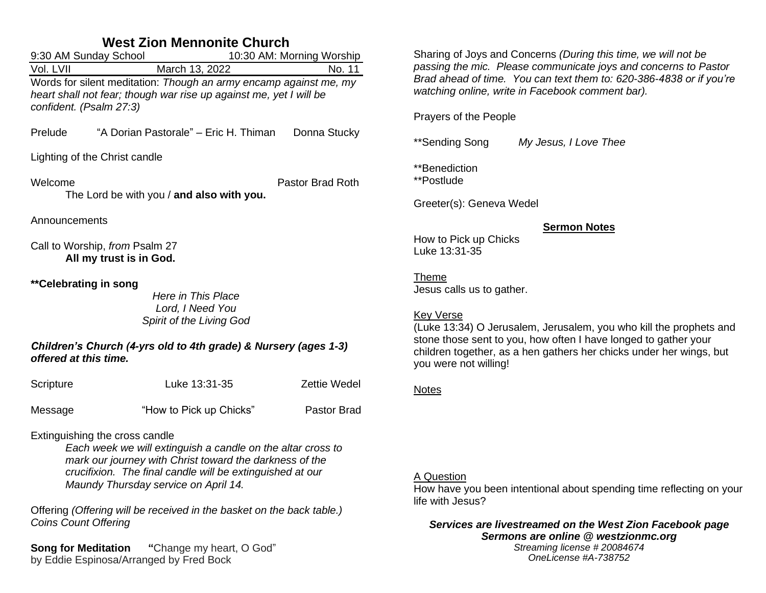# West Zion Mennonite Church

9:30 AM Sunday School — 10:30 AM: Morning Worship

Vol. LVII — March 13, 2022 — No. 11

Words for silent meditation: *Though an army encamp against me, my heart shall not fear; though war rise up against me, yet I will be confident. (Psalm 27:3)*

Prelude — "A Dorian Pastorale" – Eric H. Thiman — Donna Stucky

Lighting of the Christ candle

Welcome — Pastor Brad Roth

The Lord be with you / **and also with you.**

Announcements

Call to Worship, *from* Psalm 27

**All my trust is in God.**

**\*\*Celebrating in song**

*Here in This Place*
*Lord, I Need You*
*Spirit of the Living God*

***Children's Church (4-yrs old to 4th grade) & Nursery (ages 1-3) offered at this time.***

Scripture — Luke 13:31-35 — Zettie Wedel

Message — "How to Pick up Chicks" — Pastor Brad

Extinguishing the cross candle

*Each week we will extinguish a candle on the altar cross to mark our journey with Christ toward the darkness of the crucifixion. The final candle will be extinguished at our Maundy Thursday service on April 14.*

Offering *(Offering will be received in the basket on the back table.)*
*Coins Count Offering*

**Song for Meditation** **"**Change my heart, O God"
by Eddie Espinosa/Arranged by Fred Bock

Sharing of Joys and Concerns *(During this time, we will not be passing the mic. Please communicate joys and concerns to Pastor Brad ahead of time. You can text them to: 620-386-4838 or if you're watching online, write in Facebook comment bar).*

Prayers of the People

\*\*Sending Song — *My Jesus, I Love Thee*

\*\*Benediction
\*\*Postlude

Greeter(s): Geneva Wedel

## Sermon Notes

How to Pick up Chicks
Luke 13:31-35

Theme
Jesus calls us to gather.

Key Verse
(Luke 13:34) O Jerusalem, Jerusalem, you who kill the prophets and stone those sent to you, how often I have longed to gather your children together, as a hen gathers her chicks under her wings, but you were not willing!

Notes

A Question
How have you been intentional about spending time reflecting on your life with Jesus?

***Services are livestreamed on the West Zion Facebook page***
***Sermons are online @ westzionmc.org***
*Streaming license # 20084674*
*OneLicense #A-738752*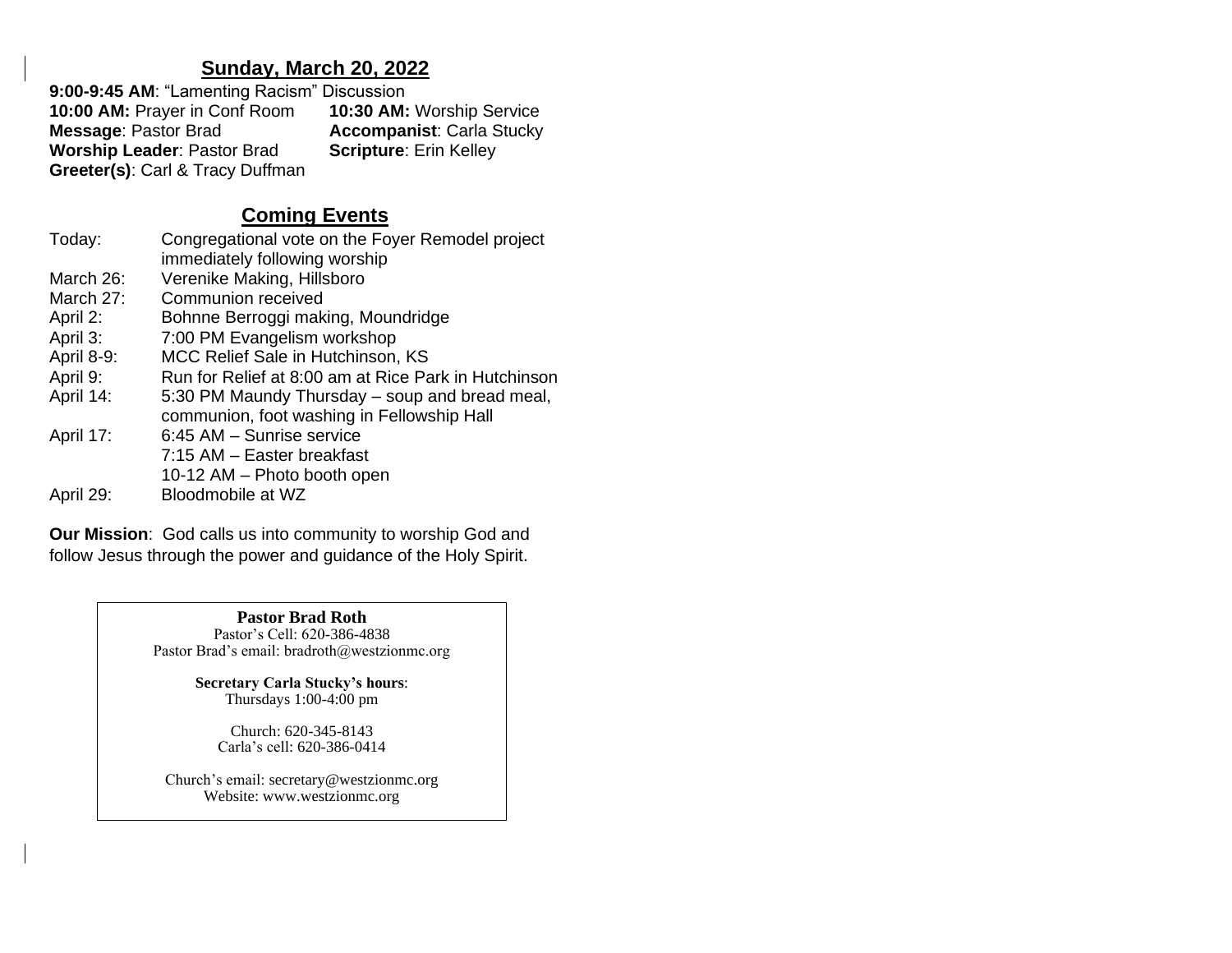## Sunday, March 20, 2022

**9:00-9:45 AM**: "Lamenting Racism" Discussion

**10:00 AM:** Prayer in Conf Room

**10:30 AM:** Worship Service

**Message**: Pastor Brad

**Accompanist**: Carla Stucky

**Worship Leader**: Pastor Brad

**Scripture**: Erin Kelley

**Greeter(s)**: Carl & Tracy Duffman

## Coming Events

| | |
|---|---|
| Today: | Congregational vote on the Foyer Remodel project immediately following worship |
| March 26: | Verenike Making, Hillsboro |
| March 27: | Communion received |
| April 2: | Bohnne Berroggi making, Moundridge |
| April 3: | 7:00 PM Evangelism workshop |
| April 8-9: | MCC Relief Sale in Hutchinson, KS |
| April 9: | Run for Relief at 8:00 am at Rice Park in Hutchinson |
| April 14: | 5:30 PM Maundy Thursday – soup and bread meal, communion, foot washing in Fellowship Hall |
| April 17: | 6:45 AM – Sunrise service<br>7:15 AM – Easter breakfast<br>10-12 AM – Photo booth open |
| April 29: | Bloodmobile at WZ |

**Our Mission**: God calls us into community to worship God and follow Jesus through the power and guidance of the Holy Spirit.

**Pastor Brad Roth**
Pastor's Cell: 620-386-4838
Pastor Brad's email: bradroth@westzionmc.org

**Secretary Carla Stucky's hours**:
Thursdays 1:00-4:00 pm

Church: 620-345-8143
Carla's cell: 620-386-0414

Church's email: secretary@westzionmc.org
Website: www.westzionmc.org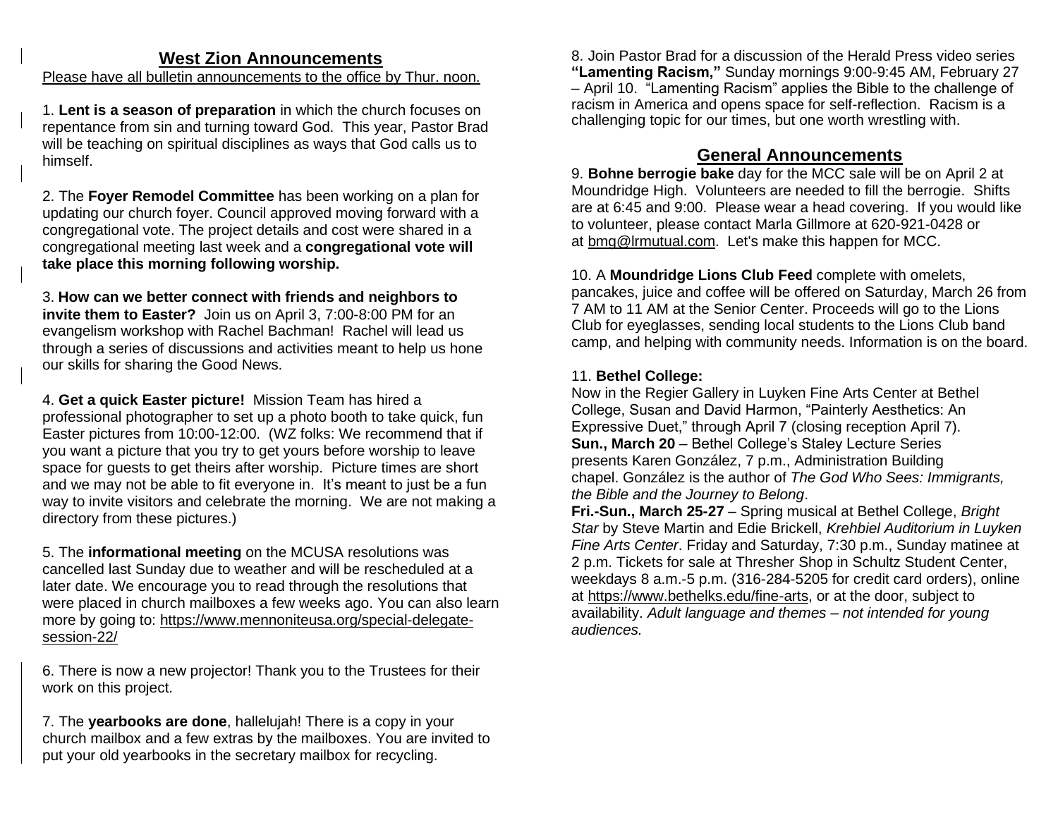## West Zion Announcements

Please have all bulletin announcements to the office by Thur. noon.

1. **Lent is a season of preparation** in which the church focuses on repentance from sin and turning toward God. This year, Pastor Brad will be teaching on spiritual disciplines as ways that God calls us to himself.

2. The **Foyer Remodel Committee** has been working on a plan for updating our church foyer. Council approved moving forward with a congregational vote. The project details and cost were shared in a congregational meeting last week and a **congregational vote will take place this morning following worship.**

3. **How can we better connect with friends and neighbors to invite them to Easter?** Join us on April 3, 7:00-8:00 PM for an evangelism workshop with Rachel Bachman! Rachel will lead us through a series of discussions and activities meant to help us hone our skills for sharing the Good News.

4. **Get a quick Easter picture!** Mission Team has hired a professional photographer to set up a photo booth to take quick, fun Easter pictures from 10:00-12:00. (WZ folks: We recommend that if you want a picture that you try to get yours before worship to leave space for guests to get theirs after worship. Picture times are short and we may not be able to fit everyone in. It's meant to just be a fun way to invite visitors and celebrate the morning. We are not making a directory from these pictures.)

5. The **informational meeting** on the MCUSA resolutions was cancelled last Sunday due to weather and will be rescheduled at a later date. We encourage you to read through the resolutions that were placed in church mailboxes a few weeks ago. You can also learn more by going to: https://www.mennoniteusa.org/special-delegate-session-22/

6. There is now a new projector! Thank you to the Trustees for their work on this project.

7. The **yearbooks are done**, hallelujah! There is a copy in your church mailbox and a few extras by the mailboxes. You are invited to put your old yearbooks in the secretary mailbox for recycling.

8. Join Pastor Brad for a discussion of the Herald Press video series **"Lamenting Racism,"** Sunday mornings 9:00-9:45 AM, February 27 – April 10. "Lamenting Racism" applies the Bible to the challenge of racism in America and opens space for self-reflection. Racism is a challenging topic for our times, but one worth wrestling with.

## General Announcements

9. **Bohne berrogie bake** day for the MCC sale will be on April 2 at Moundridge High. Volunteers are needed to fill the berrogie. Shifts are at 6:45 and 9:00. Please wear a head covering. If you would like to volunteer, please contact Marla Gillmore at 620-921-0428 or at bmg@lrmutual.com. Let's make this happen for MCC.

10. A **Moundridge Lions Club Feed** complete with omelets, pancakes, juice and coffee will be offered on Saturday, March 26 from 7 AM to 11 AM at the Senior Center. Proceeds will go to the Lions Club for eyeglasses, sending local students to the Lions Club band camp, and helping with community needs. Information is on the board.

11. **Bethel College:**
Now in the Regier Gallery in Luyken Fine Arts Center at Bethel College, Susan and David Harmon, "Painterly Aesthetics: An Expressive Duet," through April 7 (closing reception April 7).
**Sun., March 20** – Bethel College's Staley Lecture Series presents Karen González, 7 p.m., Administration Building chapel. González is the author of *The God Who Sees: Immigrants, the Bible and the Journey to Belong*.
**Fri.-Sun., March 25-27** – Spring musical at Bethel College, *Bright Star* by Steve Martin and Edie Brickell, *Krehbiel Auditorium in Luyken Fine Arts Center*. Friday and Saturday, 7:30 p.m., Sunday matinee at 2 p.m. Tickets for sale at Thresher Shop in Schultz Student Center, weekdays 8 a.m.-5 p.m. (316-284-5205 for credit card orders), online at https://www.bethelks.edu/fine-arts, or at the door, subject to availability. *Adult language and themes – not intended for young audiences.*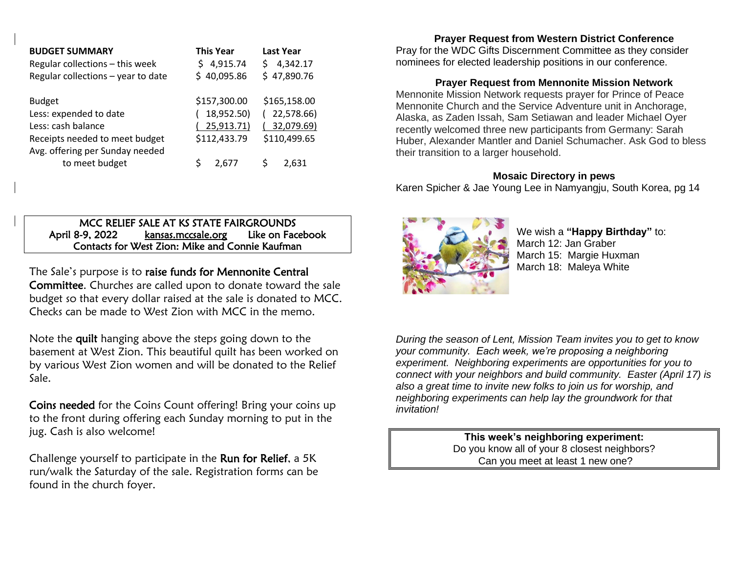| BUDGET SUMMARY | This Year | Last Year |
|---|---|---|
| Regular collections – this week | $ 4,915.74 | $ 4,342.17 |
| Regular collections – year to date | $ 40,095.86 | $ 47,890.76 |
| | | |
| Budget | $157,300.00 | $165,158.00 |
| Less: expended to date | ( 18,952.50) | ( 22,578.66) |
| Less: cash balance | ( 25,913.71) | ( 32,079.69) |
| Receipts needed to meet budget | $112,433.79 | $110,499.65 |
| Avg. offering per Sunday needed to meet budget | $ 2,677 | $ 2,631 |

**MCC RELIEF SALE AT KS STATE FAIRGROUNDS**
April 8-9, 2022 kansas.mccsale.org Like on Facebook
Contacts for West Zion: Mike and Connie Kaufman

The Sale's purpose is to **raise funds for Mennonite Central Committee**. Churches are called upon to donate toward the sale budget so that every dollar raised at the sale is donated to MCC. Checks can be made to West Zion with MCC in the memo.

Note the **quilt** hanging above the steps going down to the basement at West Zion. This beautiful quilt has been worked on by various West Zion women and will be donated to the Relief Sale.

**Coins needed** for the Coins Count offering! Bring your coins up to the front during offering each Sunday morning to put in the jug. Cash is also welcome!

Challenge yourself to participate in the **Run for Relief**, a 5K run/walk the Saturday of the sale. Registration forms can be found in the church foyer.

**Prayer Request from Western District Conference**

Pray for the WDC Gifts Discernment Committee as they consider nominees for elected leadership positions in our conference.

**Prayer Request from Mennonite Mission Network**

Mennonite Mission Network requests prayer for Prince of Peace Mennonite Church and the Service Adventure unit in Anchorage, Alaska, as Zaden Issah, Sam Setiawan and leader Michael Oyer recently welcomed three new participants from Germany: Sarah Huber, Alexander Mantler and Daniel Schumacher. Ask God to bless their transition to a larger household.

**Mosaic Directory in pews**

Karen Spicher & Jae Young Lee in Namyangju, South Korea, pg 14

We wish a **"Happy Birthday"** to:
March 12: Jan Graber
March 15: Margie Huxman
March 18: Maleya White

*During the season of Lent, Mission Team invites you to get to know your community. Each week, we're proposing a neighboring experiment. Neighboring experiments are opportunities for you to connect with your neighbors and build community. Easter (April 17) is also a great time to invite new folks to join us for worship, and neighboring experiments can help lay the groundwork for that invitation!*

**This week's neighboring experiment:**
Do you know all of your 8 closest neighbors?
Can you meet at least 1 new one?